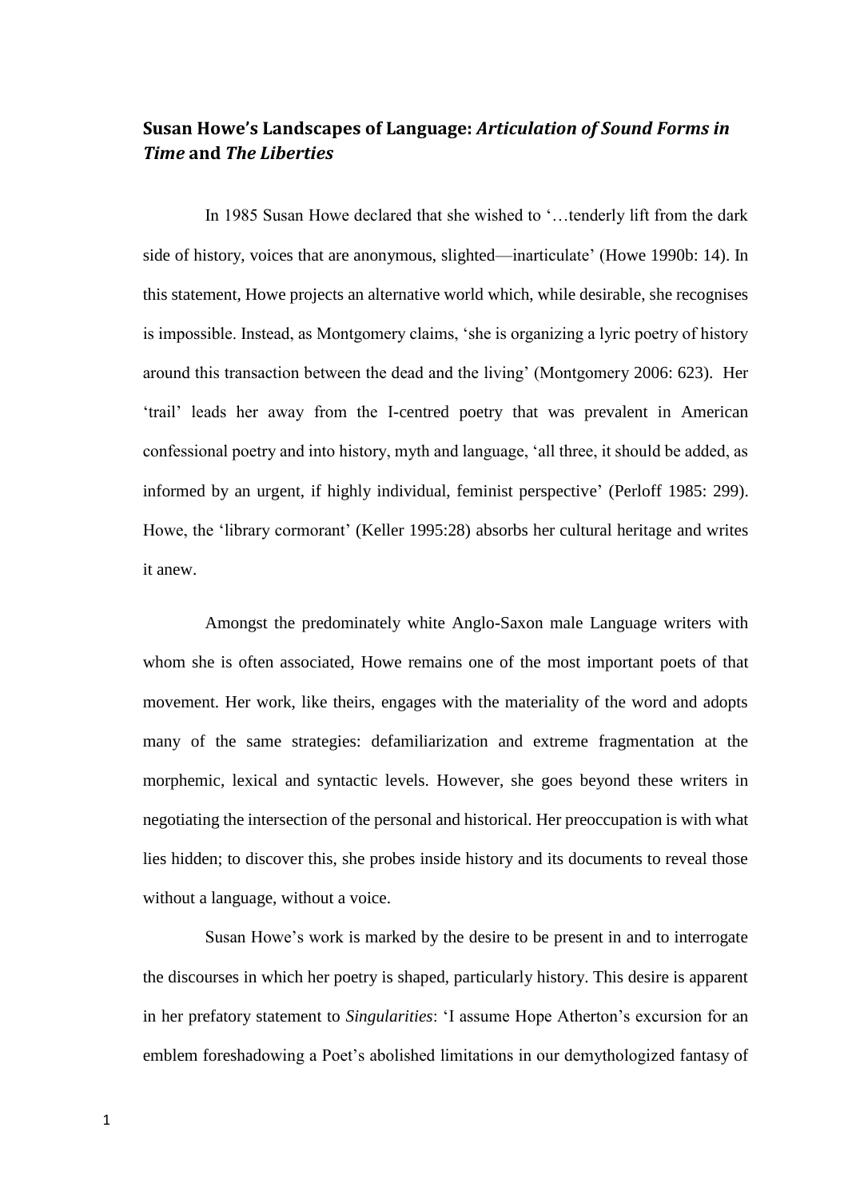## Susan Howe's Landscapes of Language: *Articulation of Sound Forms in Time* and *The Liberties*

In 1985 Susan Howe declared that she wished to '…tenderly lift from the dark side of history, voices that are anonymous, slighted—inarticulate' (Howe 1990b: 14). In this statement, Howe projects an alternative world which, while desirable, she recognises is impossible. Instead, as Montgomery claims, 'she is organizing a lyric poetry of history around this transaction between the dead and the living' (Montgomery 2006: 623). Her 'trail' leads her away from the I-centred poetry that was prevalent in American confessional poetry and into history, myth and language, 'all three, it should be added, as informed by an urgent, if highly individual, feminist perspective' (Perloff 1985: 299). Howe, the 'library cormorant' (Keller 1995:28) absorbs her cultural heritage and writes it anew.

Amongst the predominately white Anglo-Saxon male Language writers with whom she is often associated, Howe remains one of the most important poets of that movement. Her work, like theirs, engages with the materiality of the word and adopts many of the same strategies: defamiliarization and extreme fragmentation at the morphemic, lexical and syntactic levels. However, she goes beyond these writers in negotiating the intersection of the personal and historical. Her preoccupation is with what lies hidden; to discover this, she probes inside history and its documents to reveal those without a language, without a voice.

Susan Howe's work is marked by the desire to be present in and to interrogate the discourses in which her poetry is shaped, particularly history. This desire is apparent in her prefatory statement to *Singularities*: 'I assume Hope Atherton's excursion for an emblem foreshadowing a Poet's abolished limitations in our demythologized fantasy of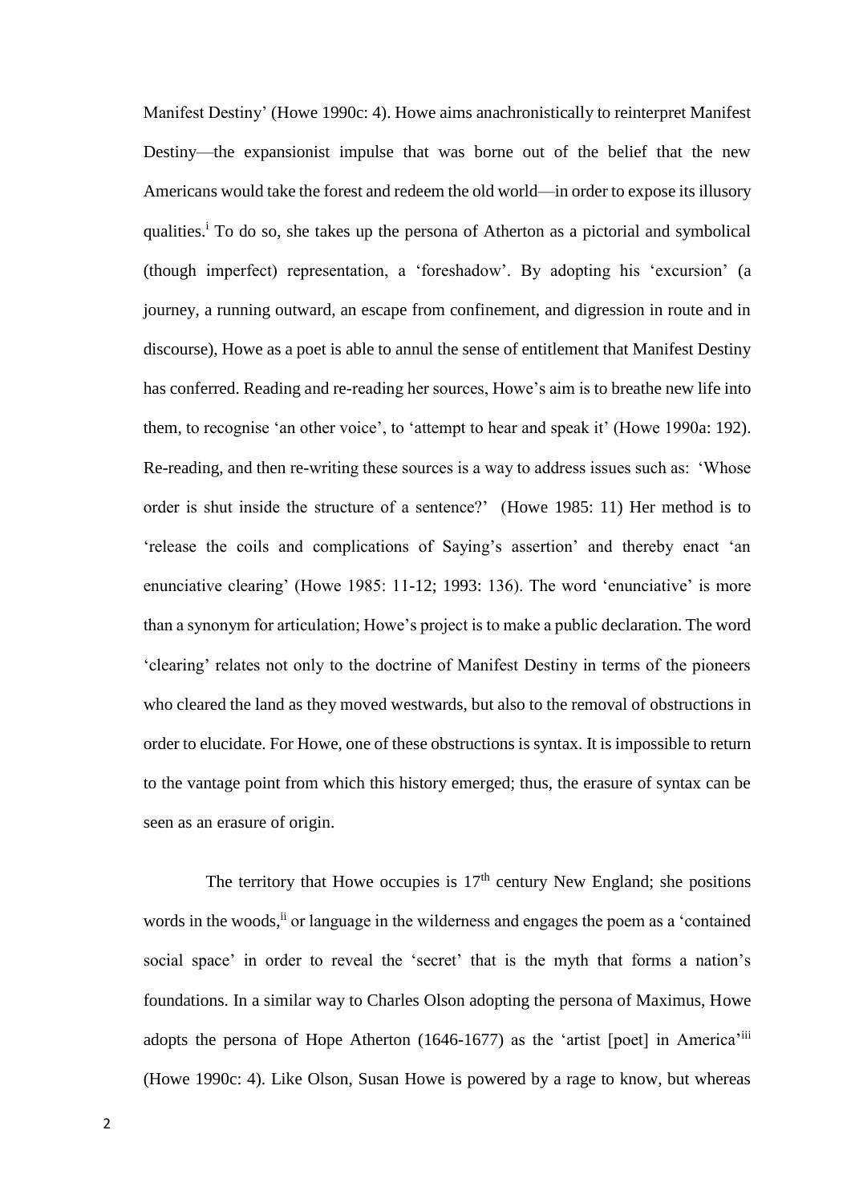Manifest Destiny' (Howe 1990c: 4). Howe aims anachronistically to reinterpret Manifest Destiny—the expansionist impulse that was borne out of the belief that the new Americans would take the forest and redeem the old world—in order to expose its illusory qualities.[i] To do so, she takes up the persona of Atherton as a pictorial and symbolical (though imperfect) representation, a 'foreshadow'. By adopting his 'excursion' (a journey, a running outward, an escape from confinement, and digression in route and in discourse), Howe as a poet is able to annul the sense of entitlement that Manifest Destiny has conferred. Reading and re-reading her sources, Howe's aim is to breathe new life into them, to recognise 'an other voice', to 'attempt to hear and speak it' (Howe 1990a: 192). Re-reading, and then re-writing these sources is a way to address issues such as: 'Whose order is shut inside the structure of a sentence?' (Howe 1985: 11) Her method is to 'release the coils and complications of Saying's assertion' and thereby enact 'an enunciative clearing' (Howe 1985: 11-12; 1993: 136). The word 'enunciative' is more than a synonym for articulation; Howe's project is to make a public declaration. The word 'clearing' relates not only to the doctrine of Manifest Destiny in terms of the pioneers who cleared the land as they moved westwards, but also to the removal of obstructions in order to elucidate. For Howe, one of these obstructions is syntax. It is impossible to return to the vantage point from which this history emerged; thus, the erasure of syntax can be seen as an erasure of origin.

The territory that Howe occupies is 17th century New England; she positions words in the woods,[ii] or language in the wilderness and engages the poem as a 'contained social space' in order to reveal the 'secret' that is the myth that forms a nation's foundations. In a similar way to Charles Olson adopting the persona of Maximus, Howe adopts the persona of Hope Atherton (1646-1677) as the 'artist [poet] in America'[iii] (Howe 1990c: 4). Like Olson, Susan Howe is powered by a rage to know, but whereas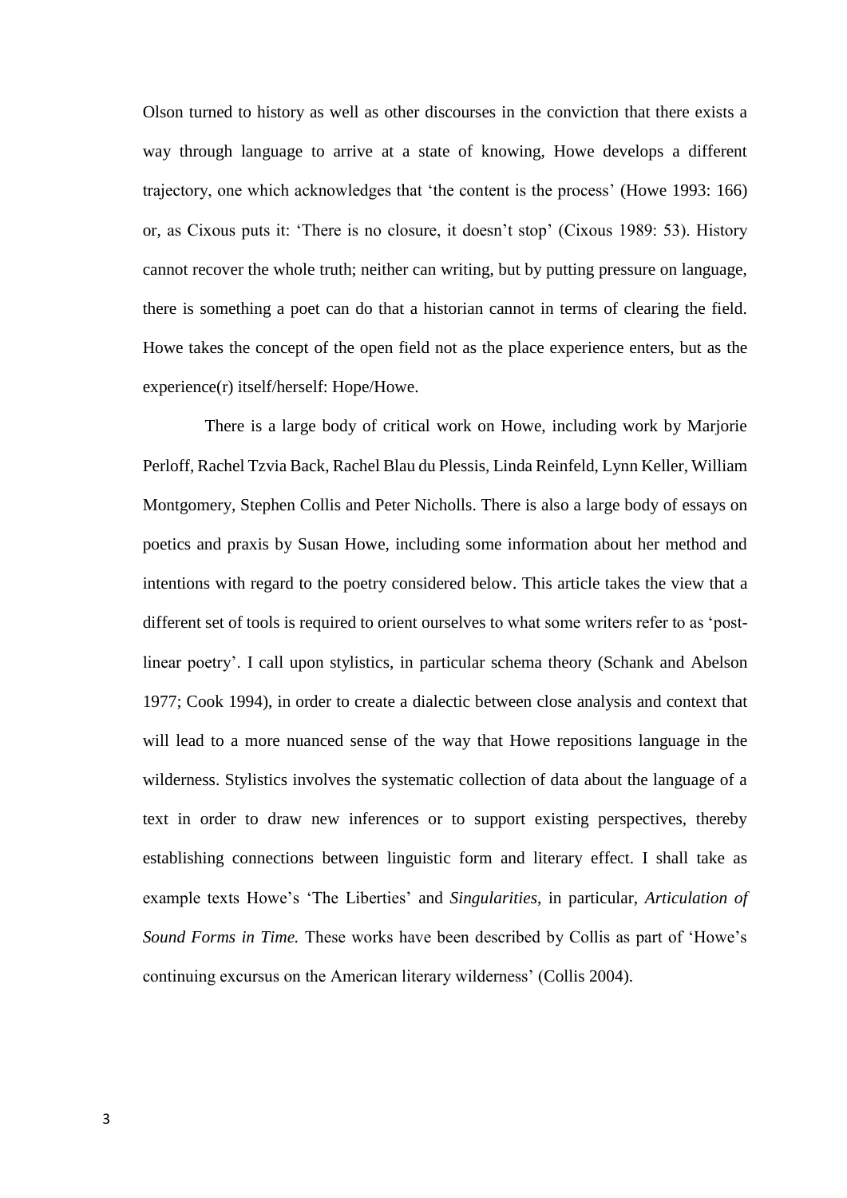Olson turned to history as well as other discourses in the conviction that there exists a way through language to arrive at a state of knowing, Howe develops a different trajectory, one which acknowledges that 'the content is the process' (Howe 1993: 166) or, as Cixous puts it: 'There is no closure, it doesn't stop' (Cixous 1989: 53). History cannot recover the whole truth; neither can writing, but by putting pressure on language, there is something a poet can do that a historian cannot in terms of clearing the field. Howe takes the concept of the open field not as the place experience enters, but as the experience(r) itself/herself: Hope/Howe.

There is a large body of critical work on Howe, including work by Marjorie Perloff, Rachel Tzvia Back, Rachel Blau du Plessis, Linda Reinfeld, Lynn Keller, William Montgomery, Stephen Collis and Peter Nicholls. There is also a large body of essays on poetics and praxis by Susan Howe, including some information about her method and intentions with regard to the poetry considered below. This article takes the view that a different set of tools is required to orient ourselves to what some writers refer to as 'post-linear poetry'. I call upon stylistics, in particular schema theory (Schank and Abelson 1977; Cook 1994), in order to create a dialectic between close analysis and context that will lead to a more nuanced sense of the way that Howe repositions language in the wilderness. Stylistics involves the systematic collection of data about the language of a text in order to draw new inferences or to support existing perspectives, thereby establishing connections between linguistic form and literary effect. I shall take as example texts Howe's 'The Liberties' and *Singularities*, in particular, *Articulation of Sound Forms in Time.* These works have been described by Collis as part of 'Howe's continuing excursus on the American literary wilderness' (Collis 2004).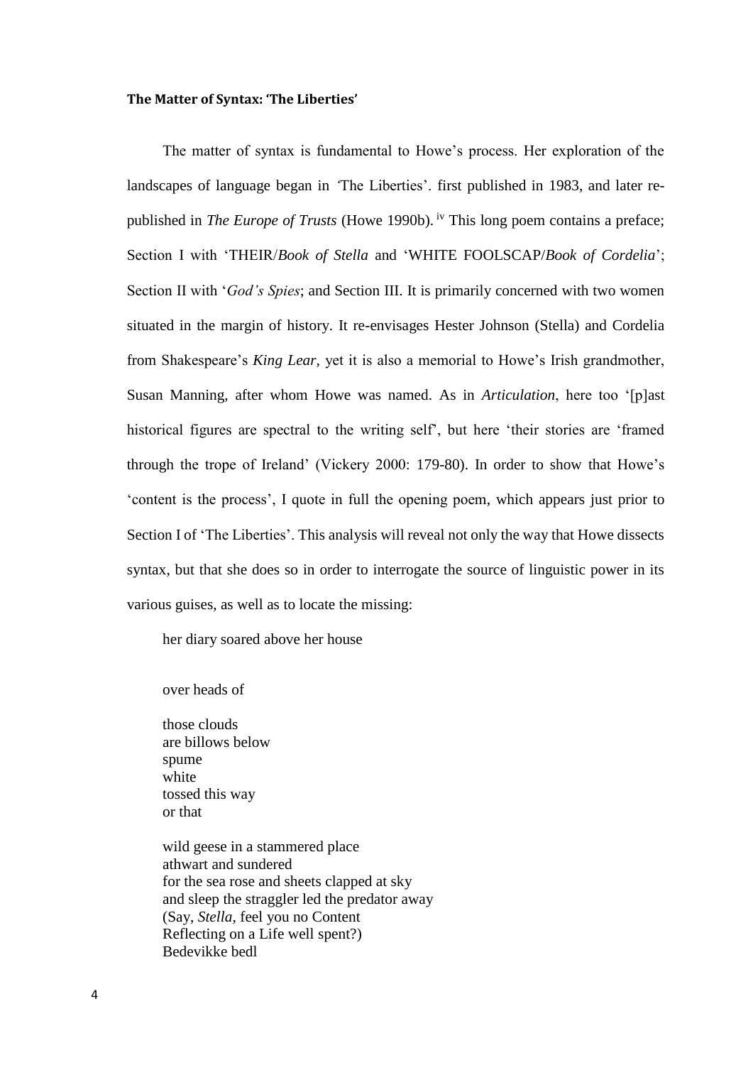### **The Matter of Syntax: 'The Liberties'**

The matter of syntax is fundamental to Howe's process. Her exploration of the landscapes of language began in *'*The Liberties'. first published in 1983, and later re-published in *The Europe of Trusts* (Howe 1990b). [iv] This long poem contains a preface; Section I with 'THEIR/*Book of Stella* and 'WHITE FOOLSCAP/*Book of Cordelia*'; Section II with '*God's Spies*; and Section III. It is primarily concerned with two women situated in the margin of history. It re-envisages Hester Johnson (Stella) and Cordelia from Shakespeare's *King Lear*, yet it is also a memorial to Howe's Irish grandmother, Susan Manning, after whom Howe was named. As in *Articulation*, here too '[p]ast historical figures are spectral to the writing self', but here 'their stories are 'framed through the trope of Ireland' (Vickery 2000: 179-80). In order to show that Howe's 'content is the process', I quote in full the opening poem, which appears just prior to Section I of 'The Liberties'. This analysis will reveal not only the way that Howe dissects syntax, but that she does so in order to interrogate the source of linguistic power in its various guises, as well as to locate the missing:

her diary soared above her house

over heads of

those clouds  
are billows below  
spume  
white  
tossed this way  
or that

wild geese in a stammered place  
athwart and sundered  
for the sea rose and sheets clapped at sky  
and sleep the straggler led the predator away  
(Say, *Stella*, feel you no Content  
Reflecting on a Life well spent?)  
Bedevikke bedl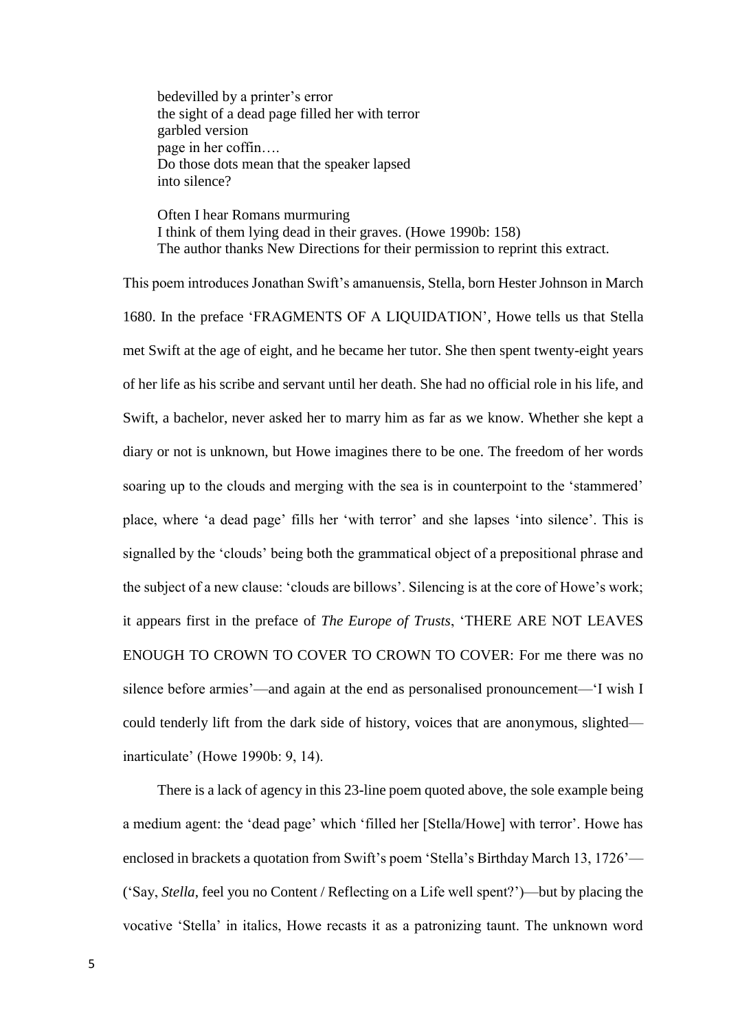> bedevilled by a printer's error
> the sight of a dead page filled her with terror
> garbled version
> page in her coffin….
> Do those dots mean that the speaker lapsed
> into silence?
>
> Often I hear Romans murmuring
> I think of them lying dead in their graves. (Howe 1990b: 158)
> The author thanks New Directions for their permission to reprint this extract.

This poem introduces Jonathan Swift's amanuensis, Stella, born Hester Johnson in March 1680. In the preface 'FRAGMENTS OF A LIQUIDATION', Howe tells us that Stella met Swift at the age of eight, and he became her tutor. She then spent twenty-eight years of her life as his scribe and servant until her death. She had no official role in his life, and Swift, a bachelor, never asked her to marry him as far as we know. Whether she kept a diary or not is unknown, but Howe imagines there to be one. The freedom of her words soaring up to the clouds and merging with the sea is in counterpoint to the 'stammered' place, where 'a dead page' fills her 'with terror' and she lapses 'into silence'. This is signalled by the 'clouds' being both the grammatical object of a prepositional phrase and the subject of a new clause: 'clouds are billows'. Silencing is at the core of Howe's work; it appears first in the preface of *The Europe of Trusts*, 'THERE ARE NOT LEAVES ENOUGH TO CROWN TO COVER TO CROWN TO COVER: For me there was no silence before armies'—and again at the end as personalised pronouncement—'I wish I could tenderly lift from the dark side of history, voices that are anonymous, slighted—inarticulate' (Howe 1990b: 9, 14).

There is a lack of agency in this 23-line poem quoted above, the sole example being a medium agent: the 'dead page' which 'filled her [Stella/Howe] with terror'. Howe has enclosed in brackets a quotation from Swift's poem 'Stella's Birthday March 13, 1726'—('Say, *Stella*, feel you no Content / Reflecting on a Life well spent?')—but by placing the vocative 'Stella' in italics, Howe recasts it as a patronizing taunt. The unknown word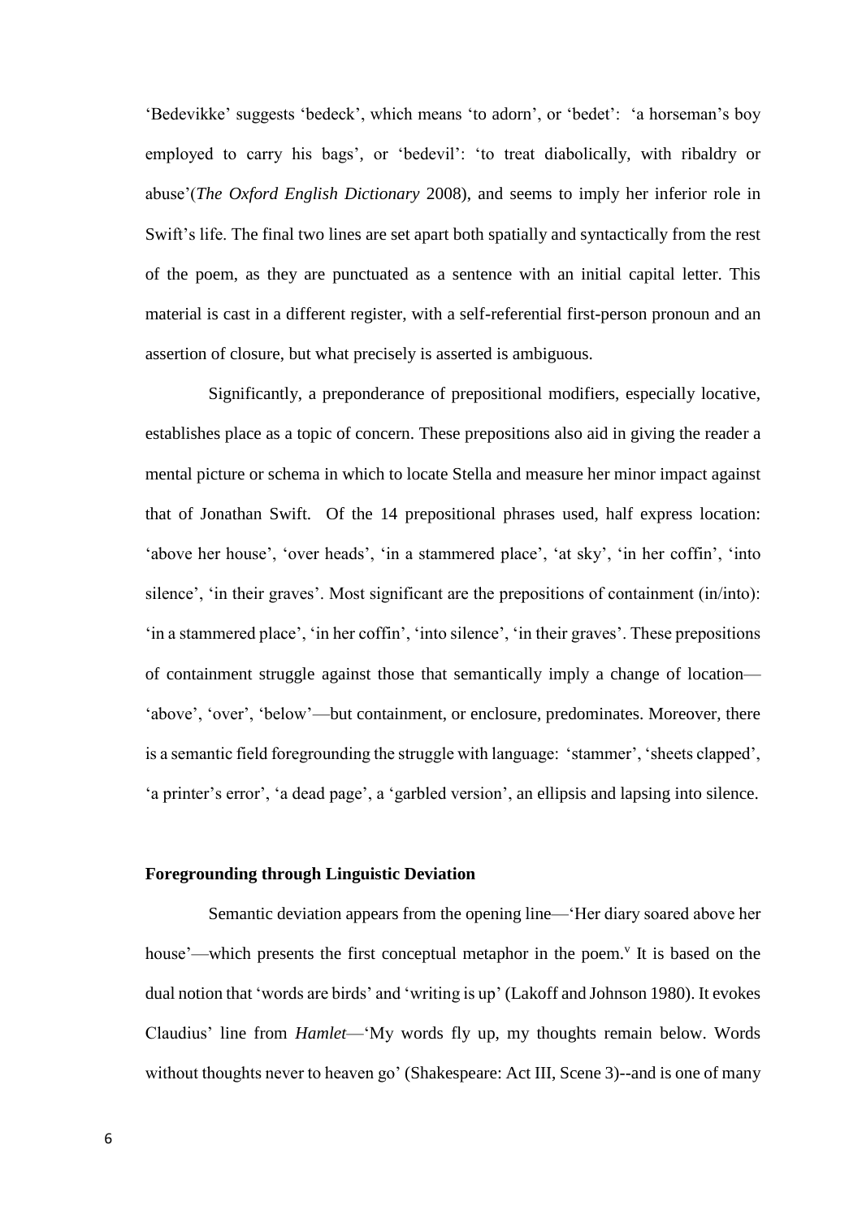'Bedevikke' suggests 'bedeck', which means 'to adorn', or 'bedet': 'a horseman's boy employed to carry his bags', or 'bedevil': 'to treat diabolically, with ribaldry or abuse'(*The Oxford English Dictionary* 2008), and seems to imply her inferior role in Swift's life. The final two lines are set apart both spatially and syntactically from the rest of the poem, as they are punctuated as a sentence with an initial capital letter. This material is cast in a different register, with a self-referential first-person pronoun and an assertion of closure, but what precisely is asserted is ambiguous.

Significantly, a preponderance of prepositional modifiers, especially locative, establishes place as a topic of concern. These prepositions also aid in giving the reader a mental picture or schema in which to locate Stella and measure her minor impact against that of Jonathan Swift. Of the 14 prepositional phrases used, half express location: 'above her house', 'over heads', 'in a stammered place', 'at sky', 'in her coffin', 'into silence', 'in their graves'. Most significant are the prepositions of containment (in/into): 'in a stammered place', 'in her coffin', 'into silence', 'in their graves'. These prepositions of containment struggle against those that semantically imply a change of location—'above', 'over', 'below'—but containment, or enclosure, predominates. Moreover, there is a semantic field foregrounding the struggle with language: 'stammer', 'sheets clapped', 'a printer's error', 'a dead page', a 'garbled version', an ellipsis and lapsing into silence.

## Foregrounding through Linguistic Deviation

Semantic deviation appears from the opening line—'Her diary soared above her house'—which presents the first conceptual metaphor in the poem.[v] It is based on the dual notion that 'words are birds' and 'writing is up' (Lakoff and Johnson 1980). It evokes Claudius' line from *Hamlet*—'My words fly up, my thoughts remain below. Words without thoughts never to heaven go' (Shakespeare: Act III, Scene 3)--and is one of many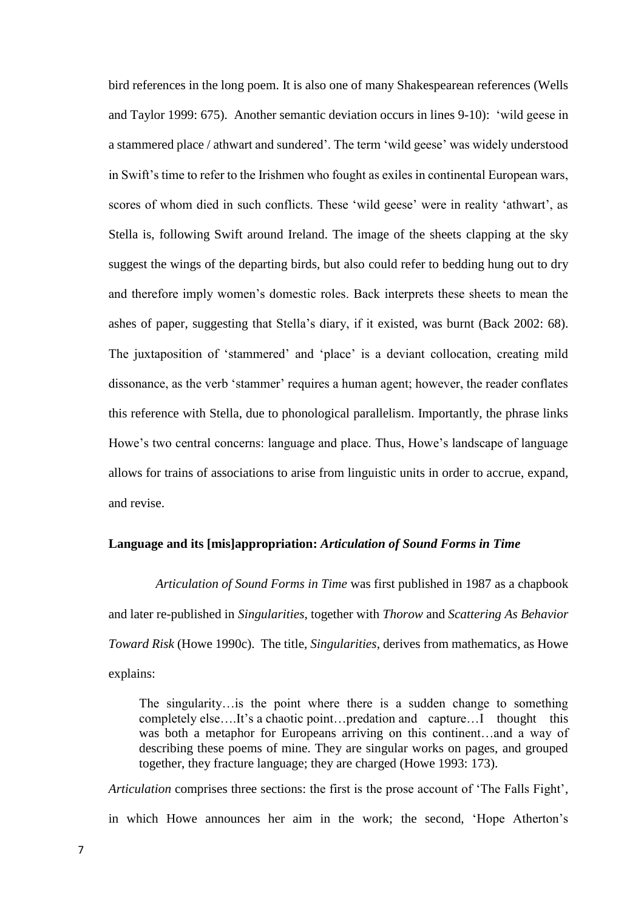bird references in the long poem. It is also one of many Shakespearean references (Wells and Taylor 1999: 675). Another semantic deviation occurs in lines 9-10): 'wild geese in a stammered place / athwart and sundered'. The term 'wild geese' was widely understood in Swift's time to refer to the Irishmen who fought as exiles in continental European wars, scores of whom died in such conflicts. These 'wild geese' were in reality 'athwart', as Stella is, following Swift around Ireland. The image of the sheets clapping at the sky suggest the wings of the departing birds, but also could refer to bedding hung out to dry and therefore imply women's domestic roles. Back interprets these sheets to mean the ashes of paper, suggesting that Stella's diary, if it existed, was burnt (Back 2002: 68). The juxtaposition of 'stammered' and 'place' is a deviant collocation, creating mild dissonance, as the verb 'stammer' requires a human agent; however, the reader conflates this reference with Stella, due to phonological parallelism. Importantly, the phrase links Howe's two central concerns: language and place. Thus, Howe's landscape of language allows for trains of associations to arise from linguistic units in order to accrue, expand, and revise.

### Language and its [mis]appropriation: *Articulation of Sound Forms in Time*

*Articulation of Sound Forms in Time* was first published in 1987 as a chapbook and later re-published in *Singularities*, together with *Thorow* and *Scattering As Behavior Toward Risk* (Howe 1990c). The title, *Singularities*, derives from mathematics, as Howe explains:

> The singularity…is the point where there is a sudden change to something completely else….It's a chaotic point…predation and capture…I thought this was both a metaphor for Europeans arriving on this continent…and a way of describing these poems of mine. They are singular works on pages, and grouped together, they fracture language; they are charged (Howe 1993: 173).

*Articulation* comprises three sections: the first is the prose account of 'The Falls Fight', in which Howe announces her aim in the work; the second, 'Hope Atherton's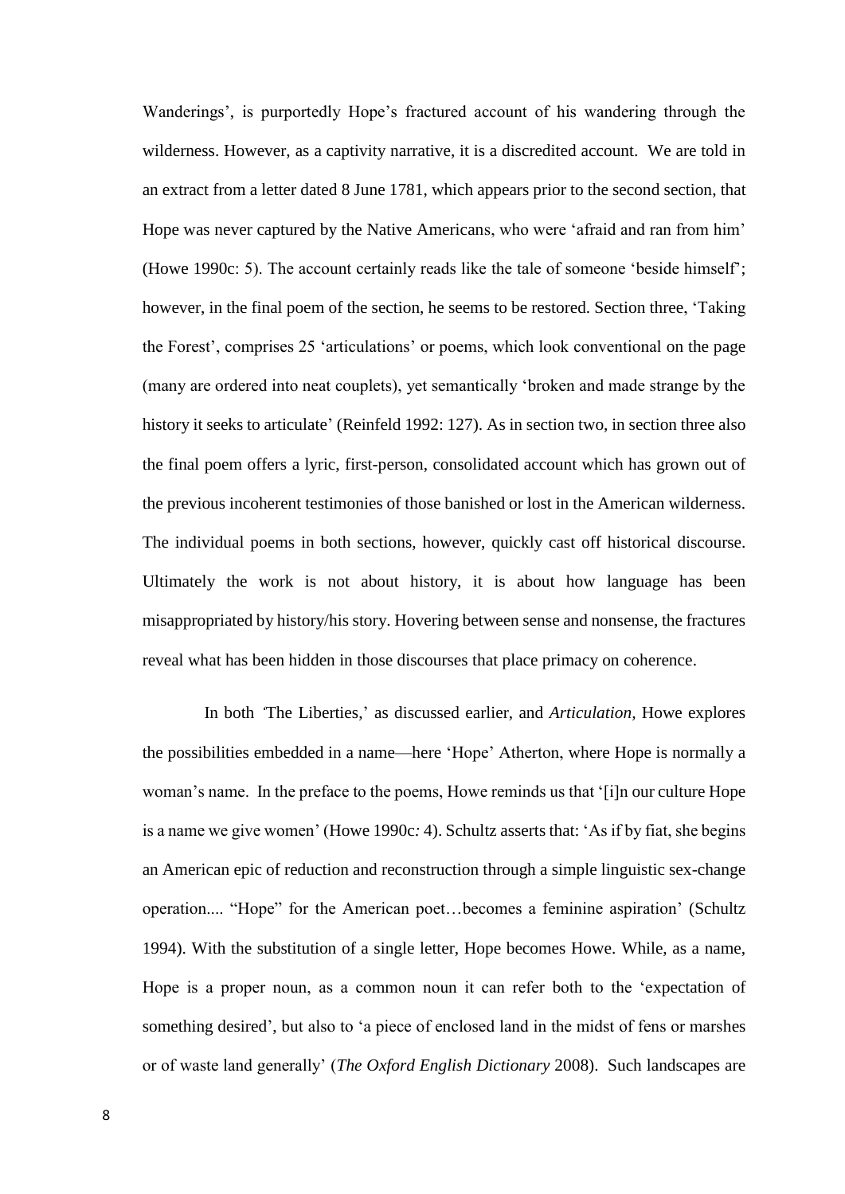Wanderings', is purportedly Hope's fractured account of his wandering through the wilderness. However, as a captivity narrative, it is a discredited account. We are told in an extract from a letter dated 8 June 1781, which appears prior to the second section, that Hope was never captured by the Native Americans, who were 'afraid and ran from him' (Howe 1990c: 5). The account certainly reads like the tale of someone 'beside himself'; however, in the final poem of the section, he seems to be restored. Section three, 'Taking the Forest', comprises 25 'articulations' or poems, which look conventional on the page (many are ordered into neat couplets), yet semantically 'broken and made strange by the history it seeks to articulate' (Reinfeld 1992: 127). As in section two, in section three also the final poem offers a lyric, first-person, consolidated account which has grown out of the previous incoherent testimonies of those banished or lost in the American wilderness. The individual poems in both sections, however, quickly cast off historical discourse. Ultimately the work is not about history, it is about how language has been misappropriated by history/his story. Hovering between sense and nonsense, the fractures reveal what has been hidden in those discourses that place primacy on coherence.

In both 'The Liberties,' as discussed earlier, and *Articulation,* Howe explores the possibilities embedded in a name—here 'Hope' Atherton, where Hope is normally a woman's name. In the preface to the poems, Howe reminds us that '[i]n our culture Hope is a name we give women' (Howe 1990c: 4). Schultz asserts that: 'As if by fiat, she begins an American epic of reduction and reconstruction through a simple linguistic sex-change operation.... "Hope" for the American poet…becomes a feminine aspiration' (Schultz 1994). With the substitution of a single letter, Hope becomes Howe. While, as a name, Hope is a proper noun, as a common noun it can refer both to the 'expectation of something desired', but also to 'a piece of enclosed land in the midst of fens or marshes or of waste land generally' (*The Oxford English Dictionary* 2008). Such landscapes are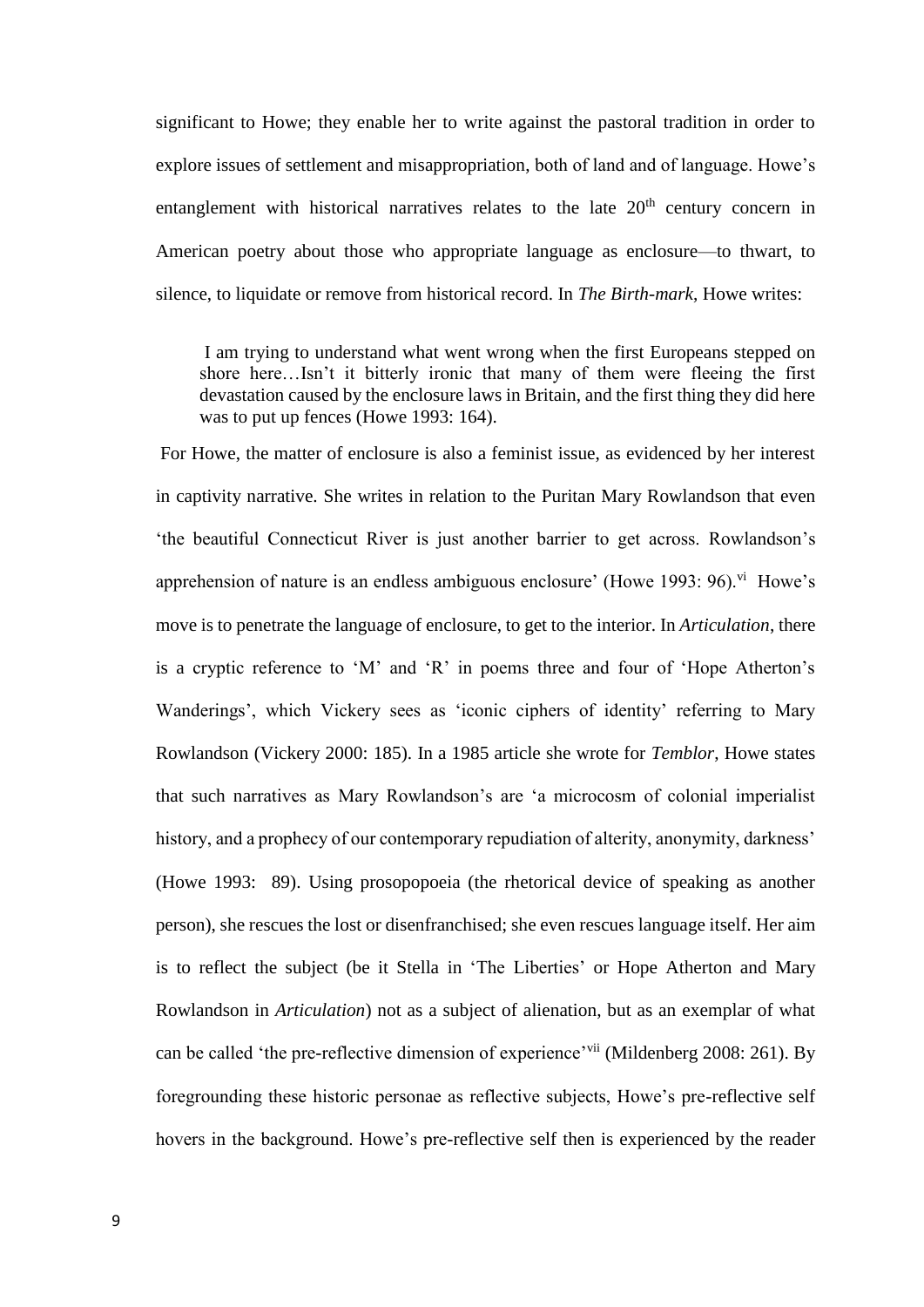significant to Howe; they enable her to write against the pastoral tradition in order to explore issues of settlement and misappropriation, both of land and of language. Howe's entanglement with historical narratives relates to the late 20th century concern in American poetry about those who appropriate language as enclosure—to thwart, to silence, to liquidate or remove from historical record. In *The Birth-mark*, Howe writes:

> I am trying to understand what went wrong when the first Europeans stepped on shore here…Isn't it bitterly ironic that many of them were fleeing the first devastation caused by the enclosure laws in Britain, and the first thing they did here was to put up fences (Howe 1993: 164).

For Howe, the matter of enclosure is also a feminist issue, as evidenced by her interest in captivity narrative. She writes in relation to the Puritan Mary Rowlandson that even 'the beautiful Connecticut River is just another barrier to get across. Rowlandson's apprehension of nature is an endless ambiguous enclosure' (Howe 1993: 96).[vi] Howe's move is to penetrate the language of enclosure, to get to the interior. In *Articulation*, there is a cryptic reference to 'M' and 'R' in poems three and four of 'Hope Atherton's Wanderings', which Vickery sees as 'iconic ciphers of identity' referring to Mary Rowlandson (Vickery 2000: 185). In a 1985 article she wrote for *Temblor*, Howe states that such narratives as Mary Rowlandson's are 'a microcosm of colonial imperialist history, and a prophecy of our contemporary repudiation of alterity, anonymity, darkness' (Howe 1993: 89). Using prosopopoeia (the rhetorical device of speaking as another person), she rescues the lost or disenfranchised; she even rescues language itself. Her aim is to reflect the subject (be it Stella in 'The Liberties' or Hope Atherton and Mary Rowlandson in *Articulation*) not as a subject of alienation, but as an exemplar of what can be called 'the pre-reflective dimension of experience'[vii] (Mildenberg 2008: 261). By foregrounding these historic personae as reflective subjects, Howe's pre-reflective self hovers in the background. Howe's pre-reflective self then is experienced by the reader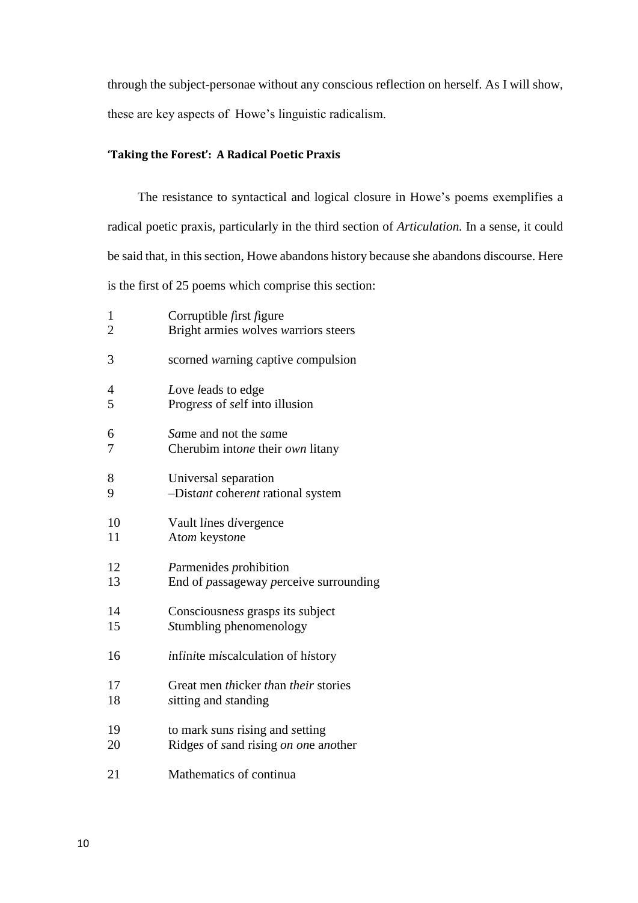through the subject-personae without any conscious reflection on herself. As I will show, these are key aspects of Howe's linguistic radicalism.

#### 'Taking the Forest': A Radical Poetic Praxis

The resistance to syntactical and logical closure in Howe's poems exemplifies a radical poetic praxis, particularly in the third section of *Articulation.* In a sense, it could be said that, in this section, Howe abandons history because she abandons discourse. Here is the first of 25 poems which comprise this section:

1 Corruptible *f*irst *f*igure
2 Bright armies *w*olves *w*arriors steers

3 scorned *w*arning *c*aptive *c*ompulsion

4 *L*ove *l*eads to edge
5 Progr*ess* of *se*lf into illusion

6 *Sa*me and not the *sa*me
7 Cherubim int*one* their *own* litany

8 Universal separation
9 –Dist*ant* coher*ent* rational system

10 Vault l*i*nes d*i*vergence
11 At*om* keyst*on*e

12 *P*armenides *p*rohibition
13 End of *p*assageway *p*erceive surrounding

14 Consciousnes*s* grasp*s* its *s*ubject
15 *S*tumbling phenomenology

16 *i*nf*i*n*i*te m*i*scalculation of h*i*story

17 Great men *th*icker *th*an *their* stories
18 *s*itting and *s*tanding

19 to mark *s*un*s* ri*s*ing and *s*etting
20 Ridge*s* of *s*and ri*s*ing *on on*e a*no*ther

21 Mathematics of continua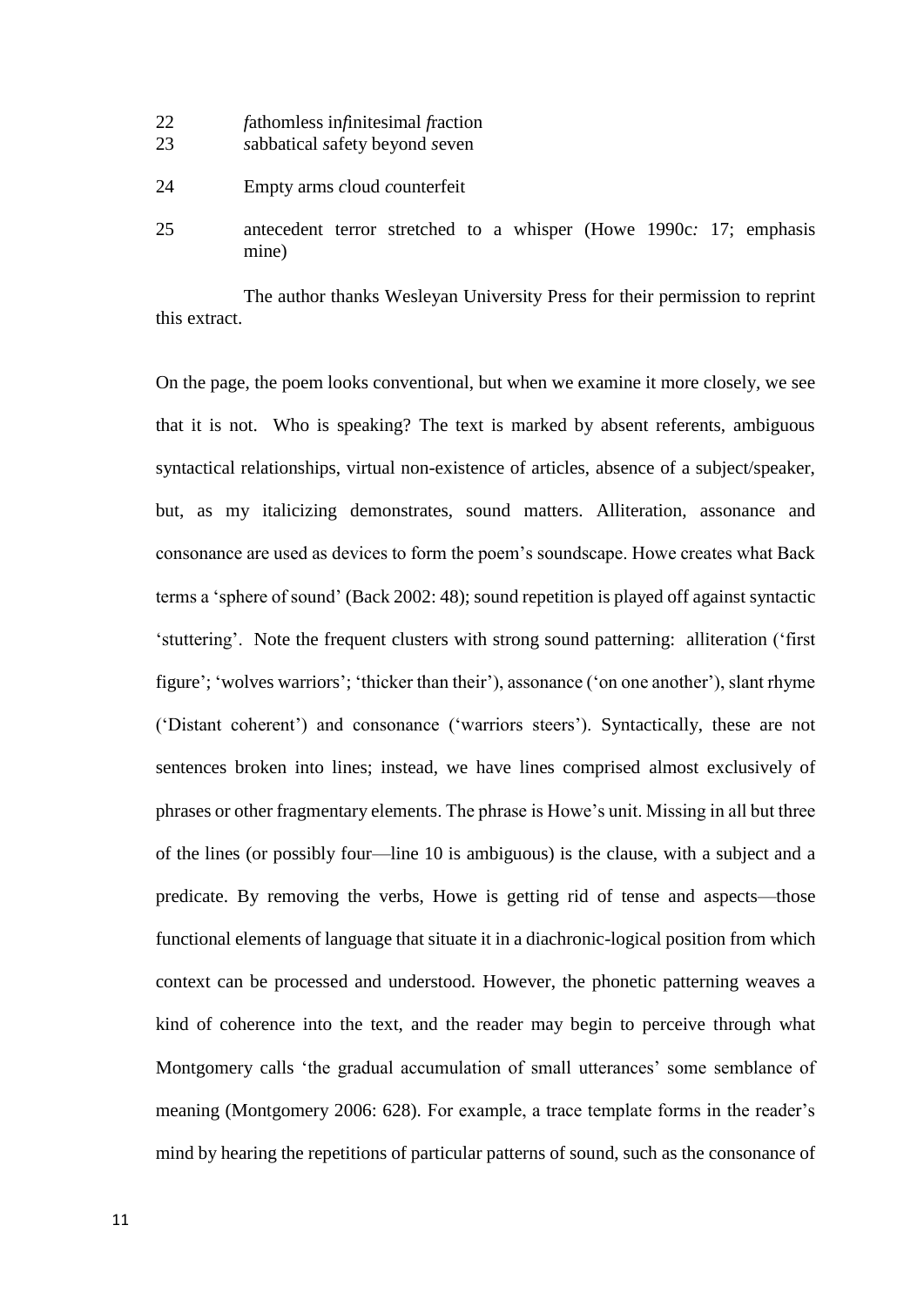22 *f*athomless in*f*initesimal *f*raction  
23 *s*abbatical *s*afety beyond *s*even

24 Empty arms *c*loud *c*ounterfeit

25 antecedent terror stretched to a whisper (Howe 1990c*:* 17; emphasis mine)

The author thanks Wesleyan University Press for their permission to reprint this extract.

On the page, the poem looks conventional, but when we examine it more closely, we see that it is not. Who is speaking? The text is marked by absent referents, ambiguous syntactical relationships, virtual non-existence of articles, absence of a subject/speaker, but, as my italicizing demonstrates, sound matters. Alliteration, assonance and consonance are used as devices to form the poem's soundscape. Howe creates what Back terms a 'sphere of sound' (Back 2002: 48); sound repetition is played off against syntactic 'stuttering'. Note the frequent clusters with strong sound patterning: alliteration ('first figure'; 'wolves warriors'; 'thicker than their'), assonance ('on one another'), slant rhyme ('Distant coherent') and consonance ('warriors steers'). Syntactically, these are not sentences broken into lines; instead, we have lines comprised almost exclusively of phrases or other fragmentary elements. The phrase is Howe's unit. Missing in all but three of the lines (or possibly four—line 10 is ambiguous) is the clause, with a subject and a predicate. By removing the verbs, Howe is getting rid of tense and aspects—those functional elements of language that situate it in a diachronic-logical position from which context can be processed and understood. However, the phonetic patterning weaves a kind of coherence into the text, and the reader may begin to perceive through what Montgomery calls 'the gradual accumulation of small utterances' some semblance of meaning (Montgomery 2006: 628). For example, a trace template forms in the reader's mind by hearing the repetitions of particular patterns of sound, such as the consonance of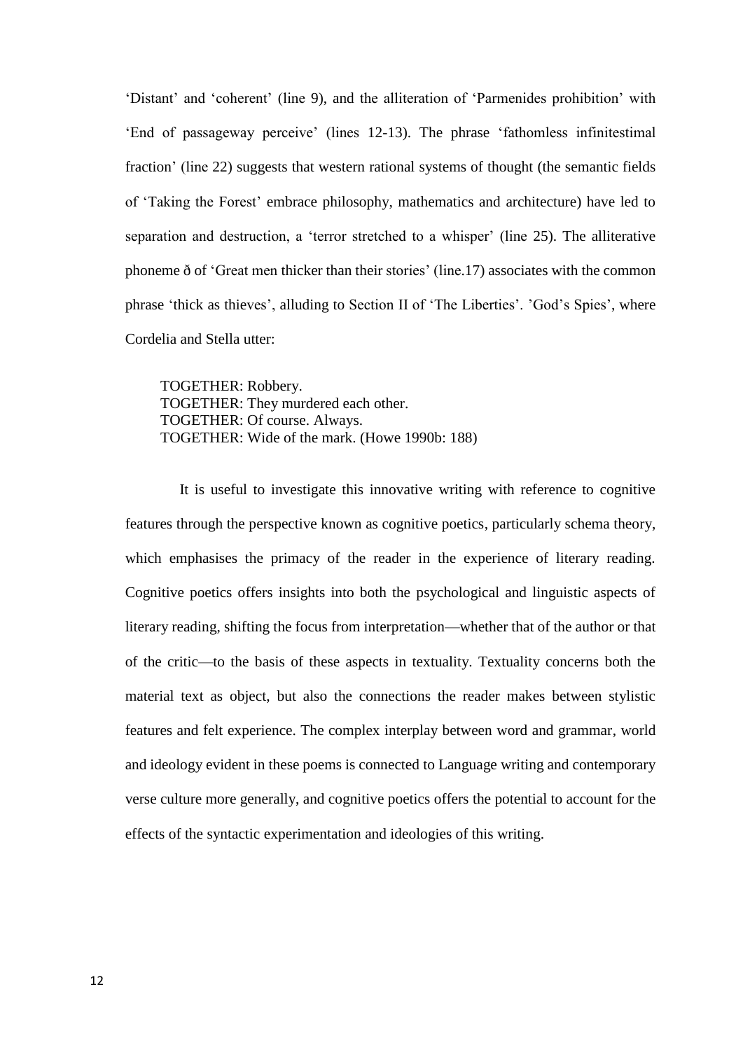'Distant' and 'coherent' (line 9), and the alliteration of 'Parmenides prohibition' with 'End of passageway perceive' (lines 12-13). The phrase 'fathomless infinitestimal fraction' (line 22) suggests that western rational systems of thought (the semantic fields of 'Taking the Forest' embrace philosophy, mathematics and architecture) have led to separation and destruction, a 'terror stretched to a whisper' (line 25). The alliterative phoneme ð of 'Great men thicker than their stories' (line.17) associates with the common phrase 'thick as thieves', alluding to Section II of 'The Liberties'. 'God's Spies', where Cordelia and Stella utter:

> TOGETHER: Robbery.
> TOGETHER: They murdered each other.
> TOGETHER: Of course. Always.
> TOGETHER: Wide of the mark. (Howe 1990b: 188)

It is useful to investigate this innovative writing with reference to cognitive features through the perspective known as cognitive poetics, particularly schema theory, which emphasises the primacy of the reader in the experience of literary reading. Cognitive poetics offers insights into both the psychological and linguistic aspects of literary reading, shifting the focus from interpretation—whether that of the author or that of the critic—to the basis of these aspects in textuality. Textuality concerns both the material text as object, but also the connections the reader makes between stylistic features and felt experience. The complex interplay between word and grammar, world and ideology evident in these poems is connected to Language writing and contemporary verse culture more generally, and cognitive poetics offers the potential to account for the effects of the syntactic experimentation and ideologies of this writing.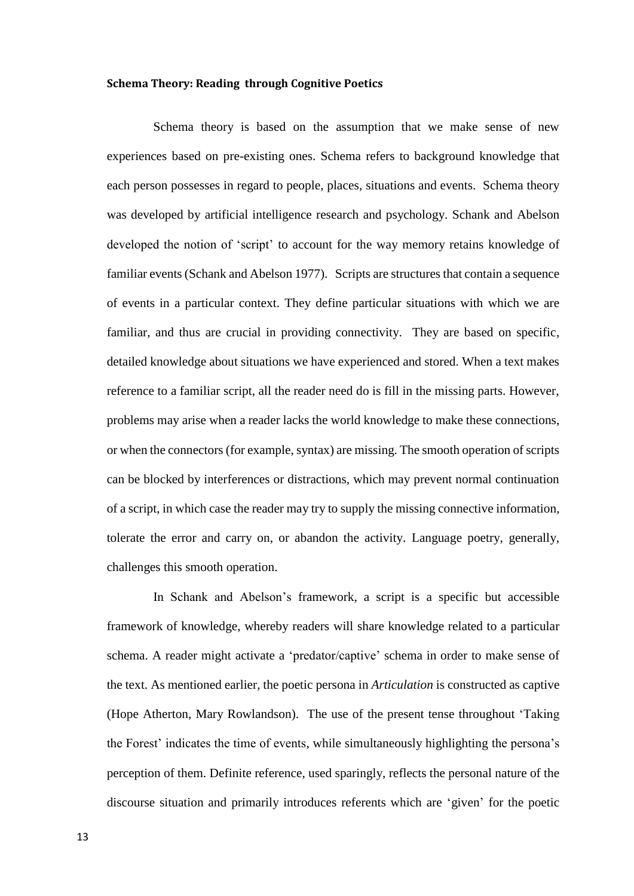**Schema Theory: Reading through Cognitive Poetics**

Schema theory is based on the assumption that we make sense of new experiences based on pre-existing ones. Schema refers to background knowledge that each person possesses in regard to people, places, situations and events. Schema theory was developed by artificial intelligence research and psychology. Schank and Abelson developed the notion of 'script' to account for the way memory retains knowledge of familiar events (Schank and Abelson 1977). Scripts are structures that contain a sequence of events in a particular context. They define particular situations with which we are familiar, and thus are crucial in providing connectivity. They are based on specific, detailed knowledge about situations we have experienced and stored. When a text makes reference to a familiar script, all the reader need do is fill in the missing parts. However, problems may arise when a reader lacks the world knowledge to make these connections, or when the connectors (for example, syntax) are missing. The smooth operation of scripts can be blocked by interferences or distractions, which may prevent normal continuation of a script, in which case the reader may try to supply the missing connective information, tolerate the error and carry on, or abandon the activity. Language poetry, generally, challenges this smooth operation.

In Schank and Abelson's framework, a script is a specific but accessible framework of knowledge, whereby readers will share knowledge related to a particular schema. A reader might activate a 'predator/captive' schema in order to make sense of the text. As mentioned earlier, the poetic persona in *Articulation* is constructed as captive (Hope Atherton, Mary Rowlandson). The use of the present tense throughout 'Taking the Forest' indicates the time of events, while simultaneously highlighting the persona's perception of them. Definite reference, used sparingly, reflects the personal nature of the discourse situation and primarily introduces referents which are 'given' for the poetic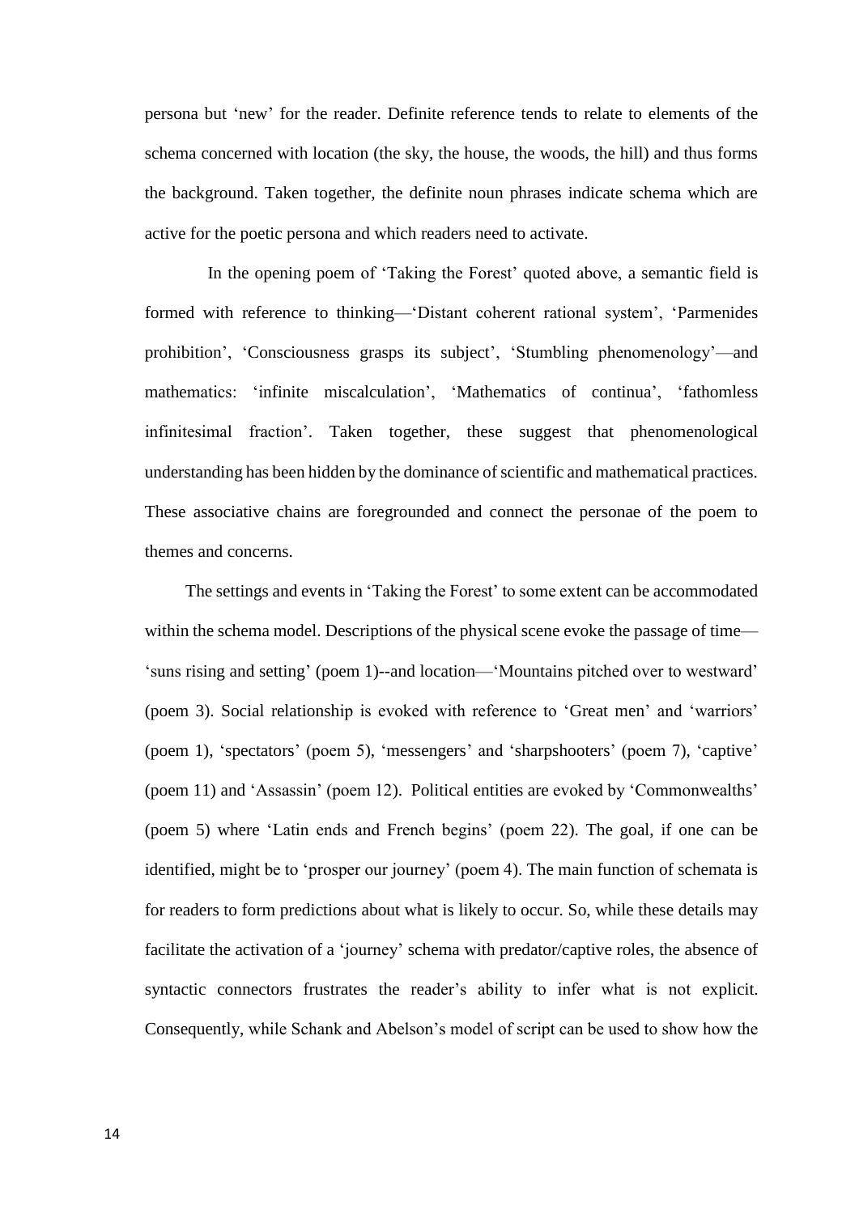persona but 'new' for the reader. Definite reference tends to relate to elements of the schema concerned with location (the sky, the house, the woods, the hill) and thus forms the background. Taken together, the definite noun phrases indicate schema which are active for the poetic persona and which readers need to activate.

In the opening poem of 'Taking the Forest' quoted above, a semantic field is formed with reference to thinking—'Distant coherent rational system', 'Parmenides prohibition', 'Consciousness grasps its subject', 'Stumbling phenomenology'—and mathematics: 'infinite miscalculation', 'Mathematics of continua', 'fathomless infinitesimal fraction'. Taken together, these suggest that phenomenological understanding has been hidden by the dominance of scientific and mathematical practices. These associative chains are foregrounded and connect the personae of the poem to themes and concerns.

The settings and events in 'Taking the Forest' to some extent can be accommodated within the schema model. Descriptions of the physical scene evoke the passage of time—'suns rising and setting' (poem 1)--and location—'Mountains pitched over to westward' (poem 3). Social relationship is evoked with reference to 'Great men' and 'warriors' (poem 1), 'spectators' (poem 5), 'messengers' and 'sharpshooters' (poem 7), 'captive' (poem 11) and 'Assassin' (poem 12). Political entities are evoked by 'Commonwealths' (poem 5) where 'Latin ends and French begins' (poem 22). The goal, if one can be identified, might be to 'prosper our journey' (poem 4). The main function of schemata is for readers to form predictions about what is likely to occur. So, while these details may facilitate the activation of a 'journey' schema with predator/captive roles, the absence of syntactic connectors frustrates the reader's ability to infer what is not explicit. Consequently, while Schank and Abelson's model of script can be used to show how the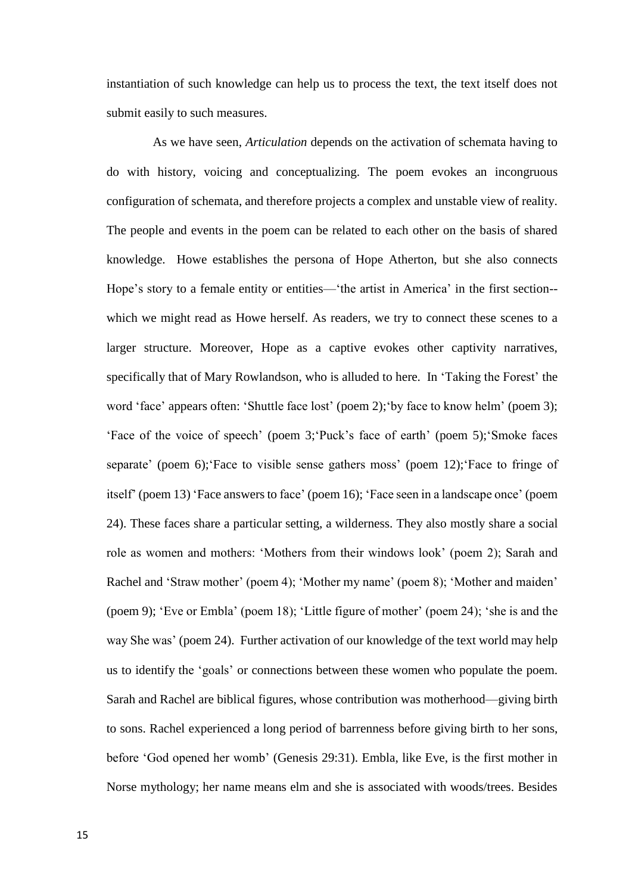instantiation of such knowledge can help us to process the text, the text itself does not submit easily to such measures.

As we have seen, *Articulation* depends on the activation of schemata having to do with history, voicing and conceptualizing. The poem evokes an incongruous configuration of schemata, and therefore projects a complex and unstable view of reality. The people and events in the poem can be related to each other on the basis of shared knowledge. Howe establishes the persona of Hope Atherton, but she also connects Hope's story to a female entity or entities—'the artist in America' in the first section--which we might read as Howe herself. As readers, we try to connect these scenes to a larger structure. Moreover, Hope as a captive evokes other captivity narratives, specifically that of Mary Rowlandson, who is alluded to here. In 'Taking the Forest' the word 'face' appears often: 'Shuttle face lost' (poem 2);'by face to know helm' (poem 3); 'Face of the voice of speech' (poem 3;'Puck's face of earth' (poem 5);'Smoke faces separate' (poem 6);'Face to visible sense gathers moss' (poem 12);'Face to fringe of itself' (poem 13) 'Face answers to face' (poem 16); 'Face seen in a landscape once' (poem 24). These faces share a particular setting, a wilderness. They also mostly share a social role as women and mothers: 'Mothers from their windows look' (poem 2); Sarah and Rachel and 'Straw mother' (poem 4); 'Mother my name' (poem 8); 'Mother and maiden' (poem 9); 'Eve or Embla' (poem 18); 'Little figure of mother' (poem 24); 'she is and the way She was' (poem 24). Further activation of our knowledge of the text world may help us to identify the 'goals' or connections between these women who populate the poem. Sarah and Rachel are biblical figures, whose contribution was motherhood—giving birth to sons. Rachel experienced a long period of barrenness before giving birth to her sons, before 'God opened her womb' (Genesis 29:31). Embla, like Eve, is the first mother in Norse mythology; her name means elm and she is associated with woods/trees. Besides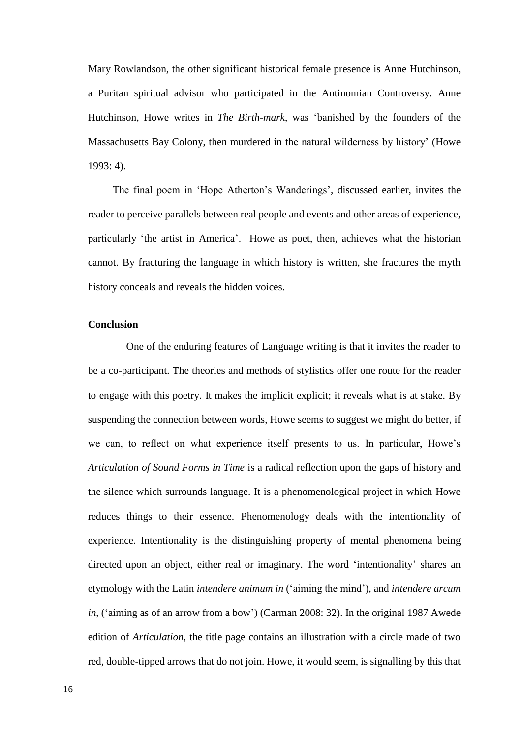Mary Rowlandson, the other significant historical female presence is Anne Hutchinson, a Puritan spiritual advisor who participated in the Antinomian Controversy. Anne Hutchinson, Howe writes in *The Birth-mark*, was 'banished by the founders of the Massachusetts Bay Colony, then murdered in the natural wilderness by history' (Howe 1993: 4).

The final poem in 'Hope Atherton's Wanderings', discussed earlier, invites the reader to perceive parallels between real people and events and other areas of experience, particularly 'the artist in America'. Howe as poet, then, achieves what the historian cannot. By fracturing the language in which history is written, she fractures the myth history conceals and reveals the hidden voices.

**Conclusion**

One of the enduring features of Language writing is that it invites the reader to be a co-participant. The theories and methods of stylistics offer one route for the reader to engage with this poetry. It makes the implicit explicit; it reveals what is at stake. By suspending the connection between words, Howe seems to suggest we might do better, if we can, to reflect on what experience itself presents to us. In particular, Howe's *Articulation of Sound Forms in Time* is a radical reflection upon the gaps of history and the silence which surrounds language. It is a phenomenological project in which Howe reduces things to their essence. Phenomenology deals with the intentionality of experience. Intentionality is the distinguishing property of mental phenomena being directed upon an object, either real or imaginary. The word 'intentionality' shares an etymology with the Latin *intendere animum in* ('aiming the mind'), and *intendere arcum in*, ('aiming as of an arrow from a bow') (Carman 2008: 32). In the original 1987 Awede edition of *Articulation*, the title page contains an illustration with a circle made of two red, double-tipped arrows that do not join. Howe, it would seem, is signalling by this that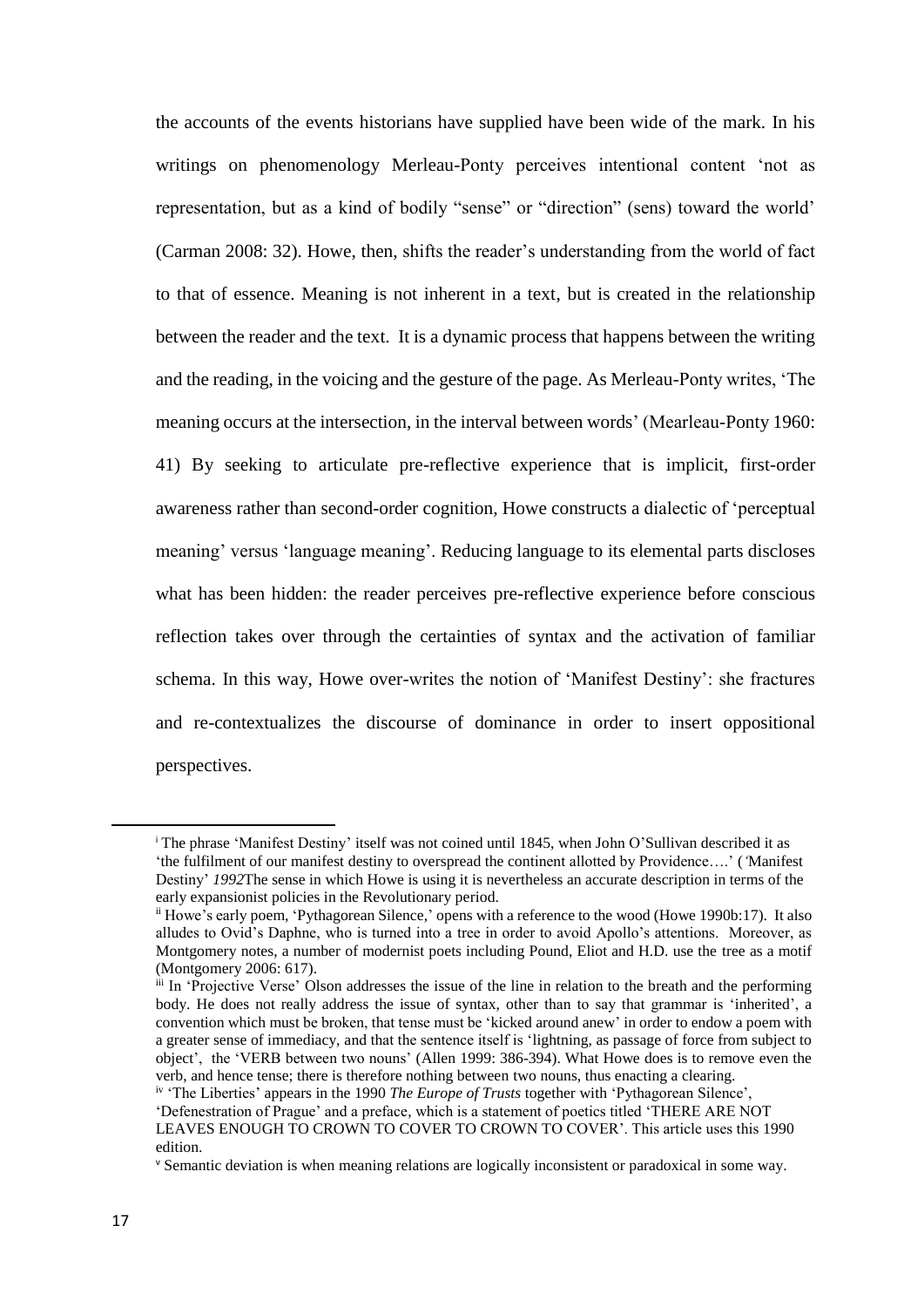the accounts of the events historians have supplied have been wide of the mark. In his writings on phenomenology Merleau-Ponty perceives intentional content 'not as representation, but as a kind of bodily "sense" or "direction" (sens) toward the world' (Carman 2008: 32). Howe, then, shifts the reader's understanding from the world of fact to that of essence. Meaning is not inherent in a text, but is created in the relationship between the reader and the text. It is a dynamic process that happens between the writing and the reading, in the voicing and the gesture of the page. As Merleau-Ponty writes, 'The meaning occurs at the intersection, in the interval between words' (Mearleau-Ponty 1960: 41) By seeking to articulate pre-reflective experience that is implicit, first-order awareness rather than second-order cognition, Howe constructs a dialectic of 'perceptual meaning' versus 'language meaning'. Reducing language to its elemental parts discloses what has been hidden: the reader perceives pre-reflective experience before conscious reflection takes over through the certainties of syntax and the activation of familiar schema. In this way, Howe over-writes the notion of 'Manifest Destiny': she fractures and re-contextualizes the discourse of dominance in order to insert oppositional perspectives.

---

[i] The phrase 'Manifest Destiny' itself was not coined until 1845, when John O'Sullivan described it as 'the fulfilment of our manifest destiny to overspread the continent allotted by Providence….' ('Manifest Destiny' *1992*The sense in which Howe is using it is nevertheless an accurate description in terms of the early expansionist policies in the Revolutionary period.

[ii] Howe's early poem, 'Pythagorean Silence,' opens with a reference to the wood (Howe 1990b:17). It also alludes to Ovid's Daphne, who is turned into a tree in order to avoid Apollo's attentions. Moreover, as Montgomery notes, a number of modernist poets including Pound, Eliot and H.D. use the tree as a motif (Montgomery 2006: 617).

[iii] In 'Projective Verse' Olson addresses the issue of the line in relation to the breath and the performing body. He does not really address the issue of syntax, other than to say that grammar is 'inherited', a convention which must be broken, that tense must be 'kicked around anew' in order to endow a poem with a greater sense of immediacy, and that the sentence itself is 'lightning, as passage of force from subject to object', the 'VERB between two nouns' (Allen 1999: 386-394). What Howe does is to remove even the verb, and hence tense; there is therefore nothing between two nouns, thus enacting a clearing.

[iv] 'The Liberties' appears in the 1990 *The Europe of Trusts* together with 'Pythagorean Silence', 'Defenestration of Prague' and a preface, which is a statement of poetics titled 'THERE ARE NOT LEAVES ENOUGH TO CROWN TO COVER TO CROWN TO COVER'. This article uses this 1990 edition.

[v] Semantic deviation is when meaning relations are logically inconsistent or paradoxical in some way.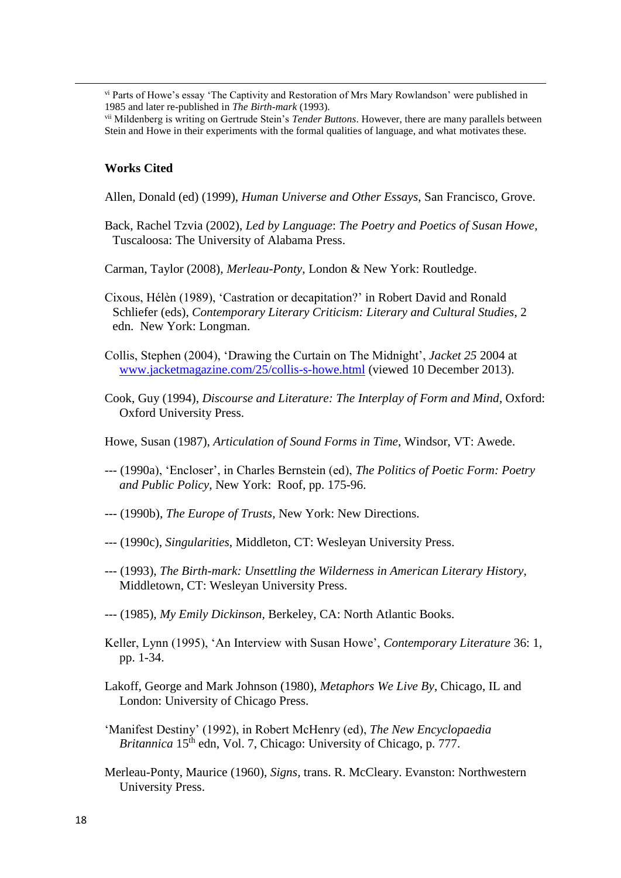[vi] Parts of Howe's essay 'The Captivity and Restoration of Mrs Mary Rowlandson' were published in 1985 and later re-published in *The Birth-mark* (1993).

[vii] Mildenberg is writing on Gertrude Stein's *Tender Buttons*. However, there are many parallels between Stein and Howe in their experiments with the formal qualities of language, and what motivates these.

**Works Cited**

Allen, Donald (ed) (1999), *Human Universe and Other Essays*, San Francisco, Grove.

Back, Rachel Tzvia (2002), *Led by Language*: *The Poetry and Poetics of Susan Howe*, Tuscaloosa: The University of Alabama Press.

Carman, Taylor (2008), *Merleau-Ponty*, London & New York: Routledge.

Cixous, Hélèn (1989), 'Castration or decapitation?' in Robert David and Ronald Schliefer (eds), *Contemporary Literary Criticism: Literary and Cultural Studies*, 2 edn. New York: Longman.

Collis, Stephen (2004), 'Drawing the Curtain on The Midnight', *Jacket 25* 2004 at www.jacketmagazine.com/25/collis-s-howe.html (viewed 10 December 2013).

Cook, Guy (1994), *Discourse and Literature: The Interplay of Form and Mind*, Oxford: Oxford University Press.

Howe, Susan (1987), *Articulation of Sound Forms in Time*, Windsor, VT: Awede.

--- (1990a), 'Encloser', in Charles Bernstein (ed), *The Politics of Poetic Form: Poetry and Public Policy*, New York: Roof, pp. 175-96.

--- (1990b), *The Europe of Trusts*, New York: New Directions.

--- (1990c), *Singularities*, Middleton, CT: Wesleyan University Press.

--- (1993), *The Birth-mark: Unsettling the Wilderness in American Literary History*, Middletown, CT: Wesleyan University Press.

--- (1985), *My Emily Dickinson*, Berkeley, CA: North Atlantic Books.

Keller, Lynn (1995), 'An Interview with Susan Howe', *Contemporary Literature* 36: 1, pp. 1-34.

Lakoff, George and Mark Johnson (1980), *Metaphors We Live By*, Chicago, IL and London: University of Chicago Press.

'Manifest Destiny' (1992), in Robert McHenry (ed), *The New Encyclopaedia Britannica* 15th edn, Vol. 7, Chicago: University of Chicago, p. 777.

Merleau-Ponty, Maurice (1960), *Signs*, trans. R. McCleary. Evanston: Northwestern University Press.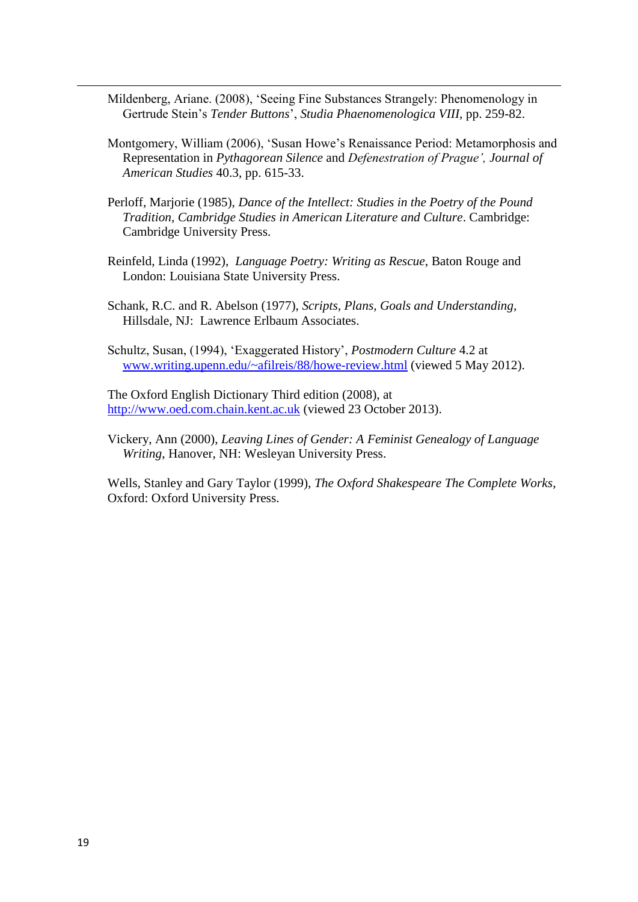Mildenberg, Ariane. (2008), 'Seeing Fine Substances Strangely: Phenomenology in Gertrude Stein's *Tender Buttons*', *Studia Phaenomenologica VIII*, pp. 259-82.

Montgomery, William (2006), 'Susan Howe's Renaissance Period: Metamorphosis and Representation in *Pythagorean Silence* and *Defenestration of Prague', Journal of American Studies* 40.3, pp. 615-33.

Perloff, Marjorie (1985), *Dance of the Intellect: Studies in the Poetry of the Pound Tradition*, *Cambridge Studies in American Literature and Culture*. Cambridge: Cambridge University Press.

Reinfeld, Linda (1992), *Language Poetry: Writing as Rescue*, Baton Rouge and London: Louisiana State University Press.

Schank, R.C. and R. Abelson (1977), *Scripts, Plans, Goals and Understanding*, Hillsdale, NJ: Lawrence Erlbaum Associates.

Schultz, Susan, (1994), 'Exaggerated History', *Postmodern Culture* 4.2 at [www.writing.upenn.edu/~afilreis/88/howe-review.html](www.writing.upenn.edu/~afilreis/88/howe-review.html) (viewed 5 May 2012).

The Oxford English Dictionary Third edition (2008), at [http://www.oed.com.chain.kent.ac.uk](http://www.oed.com.chain.kent.ac.uk) (viewed 23 October 2013).

Vickery, Ann (2000), *Leaving Lines of Gender: A Feminist Genealogy of Language Writing*, Hanover, NH: Wesleyan University Press.

Wells, Stanley and Gary Taylor (1999), *The Oxford Shakespeare The Complete Works*, Oxford: Oxford University Press.